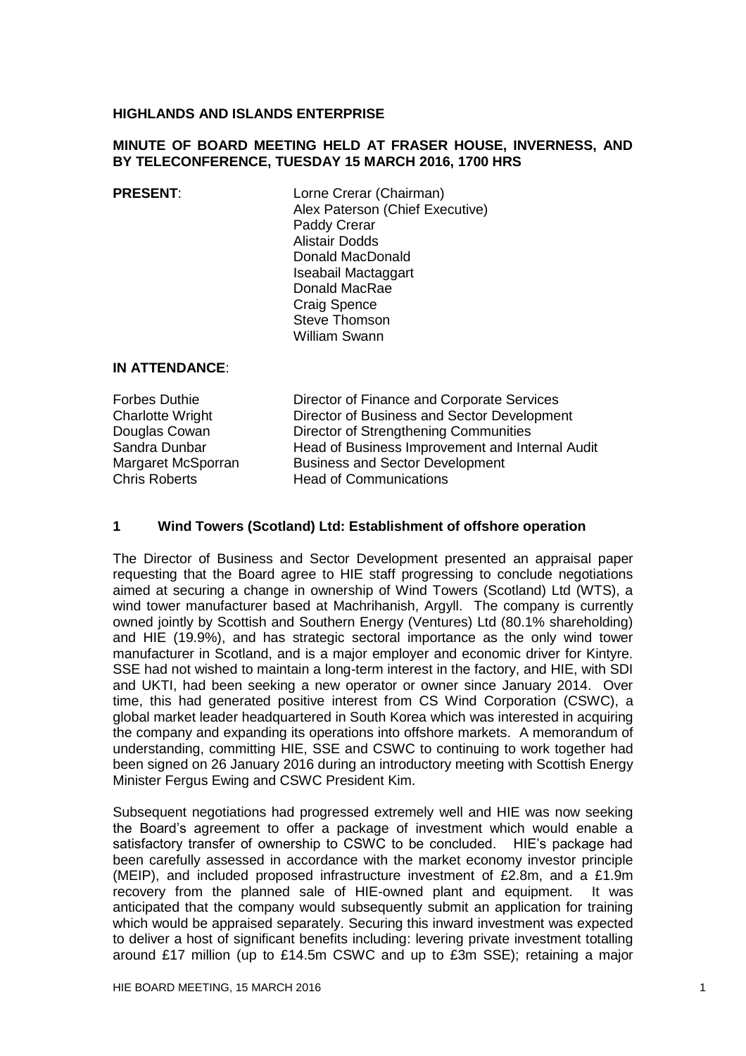**HIGHLANDS AND ISLANDS ENTERPRISE**

**MINUTE OF BOARD MEETING HELD AT FRASER HOUSE, INVERNESS, AND BY TELECONFERENCE, TUESDAY 15 MARCH 2016, 1700 HRS**

| | |
|---|---|
| **PRESENT**: | Lorne Crerar (Chairman) |
| | Alex Paterson (Chief Executive) |
| | Paddy Crerar |
| | Alistair Dodds |
| | Donald MacDonald |
| | Iseabail Mactaggart |
| | Donald MacRae |
| | Craig Spence |
| | Steve Thomson |
| | William Swann |

**IN ATTENDANCE**:

| | |
|---|---|
| Forbes Duthie | Director of Finance and Corporate Services |
| Charlotte Wright | Director of Business and Sector Development |
| Douglas Cowan | Director of Strengthening Communities |
| Sandra Dunbar | Head of Business Improvement and Internal Audit |
| Margaret McSporran | Business and Sector Development |
| Chris Roberts | Head of Communications |

## 1 Wind Towers (Scotland) Ltd: Establishment of offshore operation

The Director of Business and Sector Development presented an appraisal paper requesting that the Board agree to HIE staff progressing to conclude negotiations aimed at securing a change in ownership of Wind Towers (Scotland) Ltd (WTS), a wind tower manufacturer based at Machrihanish, Argyll. The company is currently owned jointly by Scottish and Southern Energy (Ventures) Ltd (80.1% shareholding) and HIE (19.9%), and has strategic sectoral importance as the only wind tower manufacturer in Scotland, and is a major employer and economic driver for Kintyre. SSE had not wished to maintain a long-term interest in the factory, and HIE, with SDI and UKTI, had been seeking a new operator or owner since January 2014. Over time, this had generated positive interest from CS Wind Corporation (CSWC), a global market leader headquartered in South Korea which was interested in acquiring the company and expanding its operations into offshore markets. A memorandum of understanding, committing HIE, SSE and CSWC to continuing to work together had been signed on 26 January 2016 during an introductory meeting with Scottish Energy Minister Fergus Ewing and CSWC President Kim.

Subsequent negotiations had progressed extremely well and HIE was now seeking the Board's agreement to offer a package of investment which would enable a satisfactory transfer of ownership to CSWC to be concluded. HIE's package had been carefully assessed in accordance with the market economy investor principle (MEIP), and included proposed infrastructure investment of £2.8m, and a £1.9m recovery from the planned sale of HIE-owned plant and equipment. It was anticipated that the company would subsequently submit an application for training which would be appraised separately. Securing this inward investment was expected to deliver a host of significant benefits including: levering private investment totalling around £17 million (up to £14.5m CSWC and up to £3m SSE); retaining a major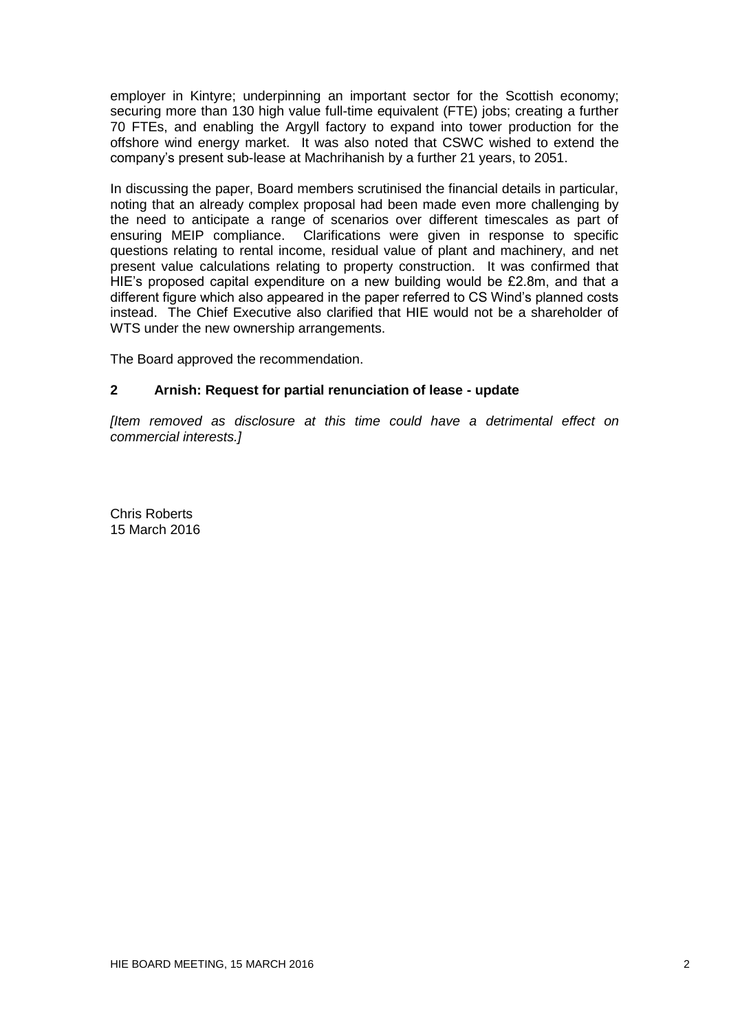employer in Kintyre; underpinning an important sector for the Scottish economy; securing more than 130 high value full-time equivalent (FTE) jobs; creating a further 70 FTEs, and enabling the Argyll factory to expand into tower production for the offshore wind energy market. It was also noted that CSWC wished to extend the company's present sub-lease at Machrihanish by a further 21 years, to 2051.

In discussing the paper, Board members scrutinised the financial details in particular, noting that an already complex proposal had been made even more challenging by the need to anticipate a range of scenarios over different timescales as part of ensuring MEIP compliance. Clarifications were given in response to specific questions relating to rental income, residual value of plant and machinery, and net present value calculations relating to property construction. It was confirmed that HIE's proposed capital expenditure on a new building would be £2.8m, and that a different figure which also appeared in the paper referred to CS Wind's planned costs instead. The Chief Executive also clarified that HIE would not be a shareholder of WTS under the new ownership arrangements.

The Board approved the recommendation.

## 2 Arnish: Request for partial renunciation of lease - update

*[Item removed as disclosure at this time could have a detrimental effect on commercial interests.]*

Chris Roberts
15 March 2016